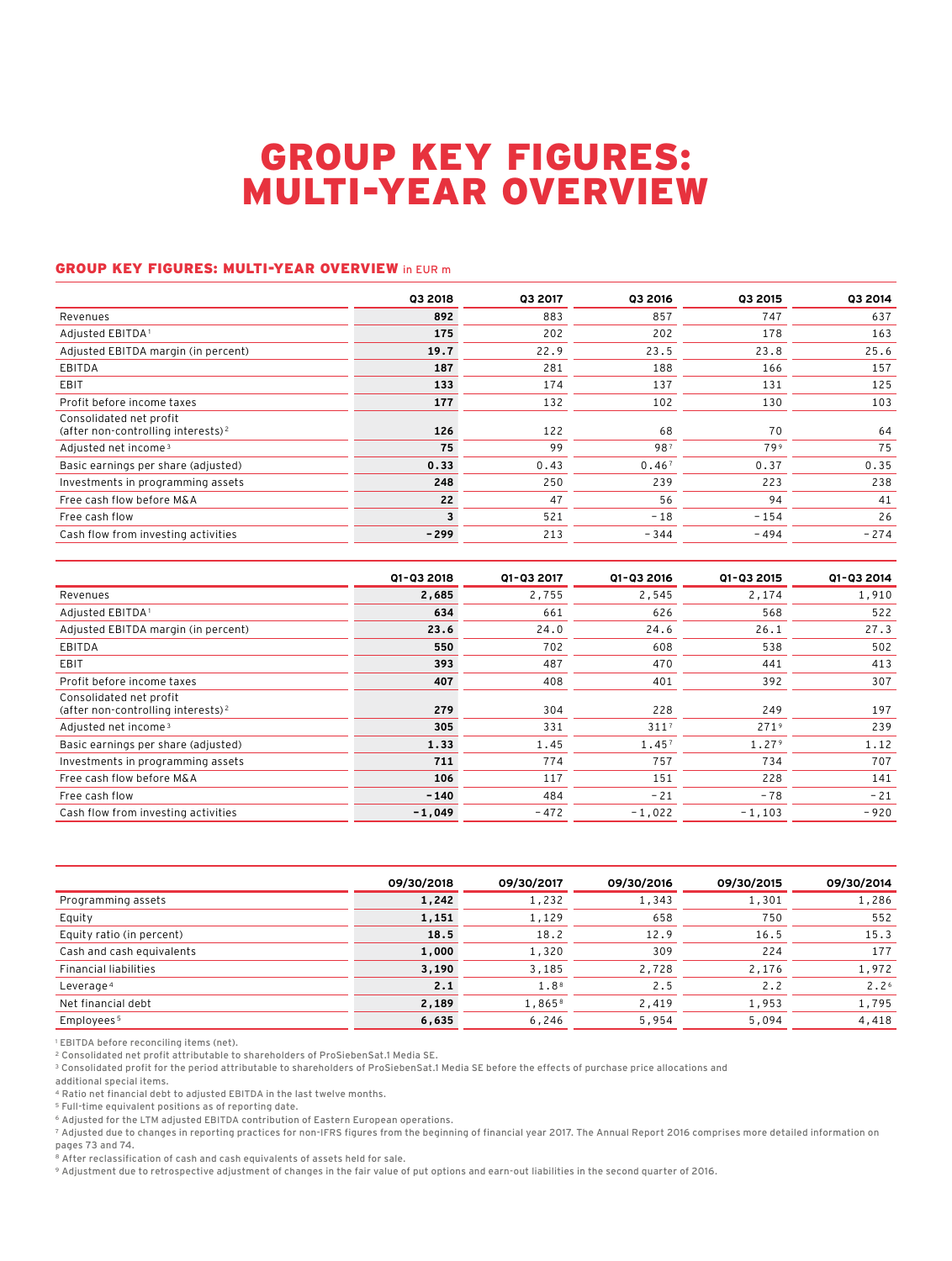# GROUP KEY FIGURES: MULTI-YEAR OVERVIEW

## GROUP KEY FIGURES: MULTI-YEAR OVERVIEW in EUR m

| | Q3 2018 | Q3 2017 | Q3 2016 | Q3 2015 | Q3 2014 |
|---|---|---|---|---|---|
| Revenues | **892** | 883 | 857 | 747 | 637 |
| Adjusted EBITDA[1] | **175** | 202 | 202 | 178 | 163 |
| Adjusted EBITDA margin (in percent) | **19.7** | 22.9 | 23.5 | 23.8 | 25.6 |
| EBITDA | **187** | 281 | 188 | 166 | 157 |
| EBIT | **133** | 174 | 137 | 131 | 125 |
| Profit before income taxes | **177** | 132 | 102 | 130 | 103 |
| Consolidated net profit (after non-controlling interests)[2] | **126** | 122 | 68 | 70 | 64 |
| Adjusted net income[3] | **75** | 99 | 98[7] | 79[9] | 75 |
| Basic earnings per share (adjusted) | **0.33** | 0.43 | 0.46[7] | 0.37 | 0.35 |
| Investments in programming assets | **248** | 250 | 239 | 223 | 238 |
| Free cash flow before M&A | **22** | 47 | 56 | 94 | 41 |
| Free cash flow | **3** | 521 | -18 | -154 | 26 |
| Cash flow from investing activities | **-299** | 213 | -344 | -494 | -274 |

| | Q1-Q3 2018 | Q1-Q3 2017 | Q1-Q3 2016 | Q1-Q3 2015 | Q1-Q3 2014 |
|---|---|---|---|---|---|
| Revenues | **2,685** | 2,755 | 2,545 | 2,174 | 1,910 |
| Adjusted EBITDA[1] | **634** | 661 | 626 | 568 | 522 |
| Adjusted EBITDA margin (in percent) | **23.6** | 24.0 | 24.6 | 26.1 | 27.3 |
| EBITDA | **550** | 702 | 608 | 538 | 502 |
| EBIT | **393** | 487 | 470 | 441 | 413 |
| Profit before income taxes | **407** | 408 | 401 | 392 | 307 |
| Consolidated net profit (after non-controlling interests)[2] | **279** | 304 | 228 | 249 | 197 |
| Adjusted net income[3] | **305** | 331 | 311[7] | 271[9] | 239 |
| Basic earnings per share (adjusted) | **1.33** | 1.45 | 1.45[7] | 1.27[9] | 1.12 |
| Investments in programming assets | **711** | 774 | 757 | 734 | 707 |
| Free cash flow before M&A | **106** | 117 | 151 | 228 | 141 |
| Free cash flow | **-140** | 484 | -21 | -78 | -21 |
| Cash flow from investing activities | **-1,049** | -472 | -1,022 | -1,103 | -920 |

| | 09/30/2018 | 09/30/2017 | 09/30/2016 | 09/30/2015 | 09/30/2014 |
|---|---|---|---|---|---|
| Programming assets | **1,242** | 1,232 | 1,343 | 1,301 | 1,286 |
| Equity | **1,151** | 1,129 | 658 | 750 | 552 |
| Equity ratio (in percent) | **18.5** | 18.2 | 12.9 | 16.5 | 15.3 |
| Cash and cash equivalents | **1,000** | 1,320 | 309 | 224 | 177 |
| Financial liabilities | **3,190** | 3,185 | 2,728 | 2,176 | 1,972 |
| Leverage[4] | **2.1** | 1.8[8] | 2.5 | 2.2 | 2.2[6] |
| Net financial debt | **2,189** | 1,865[8] | 2,419 | 1,953 | 1,795 |
| Employees[5] | **6,635** | 6,246 | 5,954 | 5,094 | 4,418 |

[1] EBITDA before reconciling items (net).
[2] Consolidated net profit attributable to shareholders of ProSiebenSat.1 Media SE.
[3] Consolidated profit for the period attributable to shareholders of ProSiebenSat.1 Media SE before the effects of purchase price allocations and additional special items.
[4] Ratio net financial debt to adjusted EBITDA in the last twelve months.
[5] Full-time equivalent positions as of reporting date.
[6] Adjusted for the LTM adjusted EBITDA contribution of Eastern European operations.
[7] Adjusted due to changes in reporting practices for non-IFRS figures from the beginning of financial year 2017. The Annual Report 2016 comprises more detailed information on pages 73 and 74.
[8] After reclassification of cash and cash equivalents of assets held for sale.
[9] Adjustment due to retrospective adjustment of changes in the fair value of put options and earn-out liabilities in the second quarter of 2016.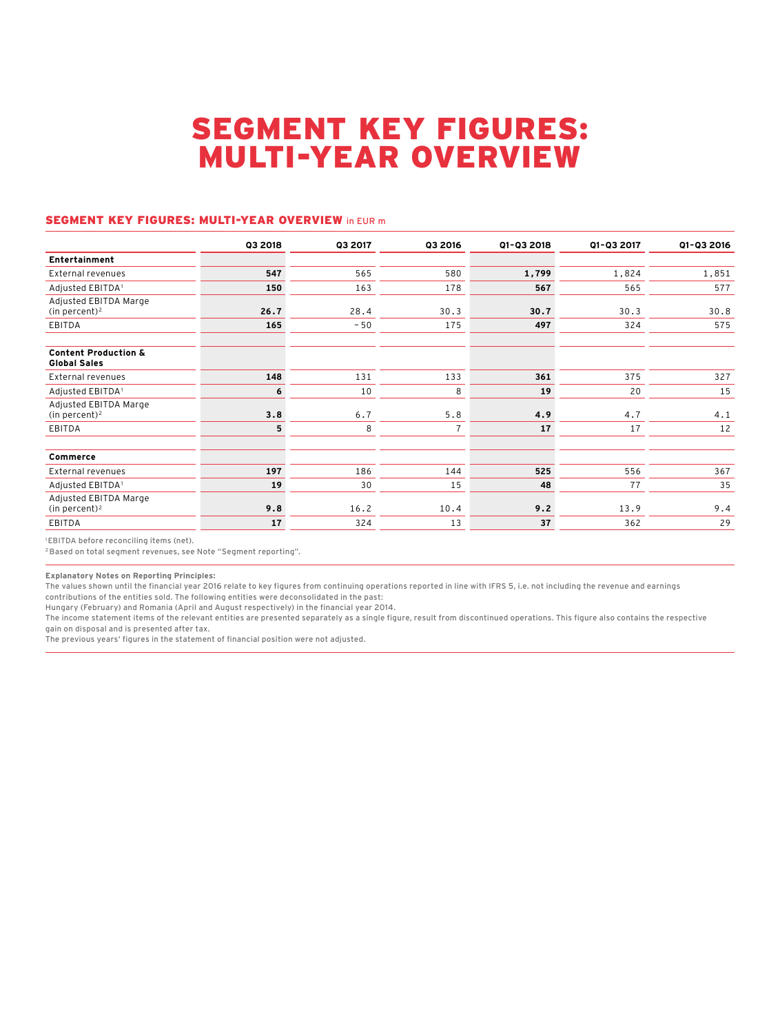# SEGMENT KEY FIGURES: MULTI-YEAR OVERVIEW

## SEGMENT KEY FIGURES: MULTI-YEAR OVERVIEW in EUR m

| | Q3 2018 | Q3 2017 | Q3 2016 | Q1-Q3 2018 | Q1-Q3 2017 | Q1-Q3 2016 |
|---|---|---|---|---|---|---|
| **Entertainment** | | | | | | |
| External revenues | **547** | 565 | 580 | **1,799** | 1,824 | 1,851 |
| Adjusted EBITDA[1] | **150** | 163 | 178 | **567** | 565 | 577 |
| Adjusted EBITDA Marge (in percent)[2] | **26.7** | 28.4 | 30.3 | **30.7** | 30.3 | 30.8 |
| EBITDA | **165** | −50 | 175 | **497** | 324 | 575 |
| | | | | | | |
| **Content Production & Global Sales** | | | | | | |
| External revenues | **148** | 131 | 133 | **361** | 375 | 327 |
| Adjusted EBITDA[1] | **6** | 10 | 8 | **19** | 20 | 15 |
| Adjusted EBITDA Marge (in percent)[2] | **3.8** | 6.7 | 5.8 | **4.9** | 4.7 | 4.1 |
| EBITDA | **5** | 8 | 7 | **17** | 17 | 12 |
| | | | | | | |
| **Commerce** | | | | | | |
| External revenues | **197** | 186 | 144 | **525** | 556 | 367 |
| Adjusted EBITDA[1] | **19** | 30 | 15 | **48** | 77 | 35 |
| Adjusted EBITDA Marge (in percent)[2] | **9.8** | 16.2 | 10.4 | **9.2** | 13.9 | 9.4 |
| EBITDA | **17** | 324 | 13 | **37** | 362 | 29 |

[1] EBITDA before reconciling items (net).
[2] Based on total segment revenues, see Note "Segment reporting".

**Explanatory Notes on Reporting Principles:**
The values shown until the financial year 2016 relate to key figures from continuing operations reported in line with IFRS 5, i.e. not including the revenue and earnings contributions of the entities sold. The following entities were deconsolidated in the past:
Hungary (February) and Romania (April and August respectively) in the financial year 2014.
The income statement items of the relevant entities are presented separately as a single figure, result from discontinued operations. This figure also contains the respective gain on disposal and is presented after tax.
The previous years' figures in the statement of financial position were not adjusted.